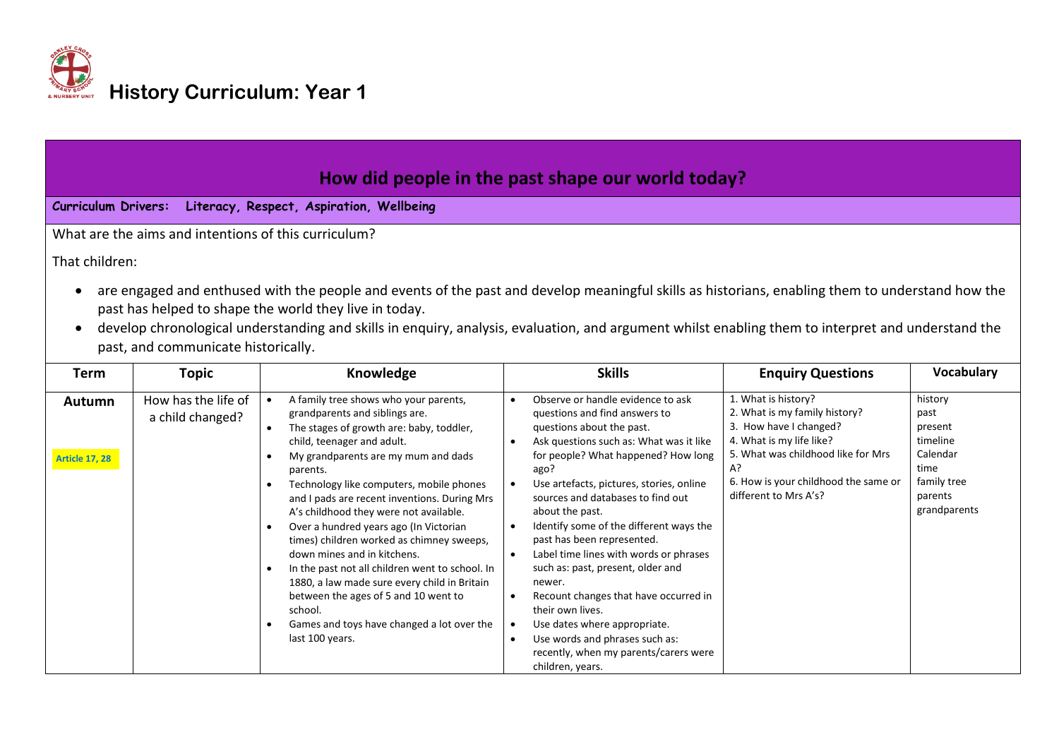# History Curriculum: Year 1

## How did people in the past shape our world today?

**Curriculum Drivers: Literacy, Respect, Aspiration, Wellbeing**

What are the aims and intentions of this curriculum?

That children:

- are engaged and enthused with the people and events of the past and develop meaningful skills as historians, enabling them to understand how the past has helped to shape the world they live in today.
- develop chronological understanding and skills in enquiry, analysis, evaluation, and argument whilst enabling them to interpret and understand the past, and communicate historically.

| Term | Topic | Knowledge | Skills | Enquiry Questions | Vocabulary |
|---|---|---|---|---|---|
| **Autumn**<br><br>Article 17, 28 | How has the life of a child changed? | • A family tree shows who your parents, grandparents and siblings are.<br>• The stages of growth are: baby, toddler, child, teenager and adult.<br>• My grandparents are my mum and dads parents.<br>• Technology like computers, mobile phones and I pads are recent inventions. During Mrs A's childhood they were not available.<br>• Over a hundred years ago (In Victorian times) children worked as chimney sweeps, down mines and in kitchens.<br>• In the past not all children went to school. In 1880, a law made sure every child in Britain between the ages of 5 and 10 went to school.<br>• Games and toys have changed a lot over the last 100 years. | • Observe or handle evidence to ask questions and find answers to questions about the past.<br>• Ask questions such as: What was it like for people? What happened? How long ago?<br>• Use artefacts, pictures, stories, online sources and databases to find out about the past.<br>• Identify some of the different ways the past has been represented.<br>• Label time lines with words or phrases such as: past, present, older and newer.<br>• Recount changes that have occurred in their own lives.<br>• Use dates where appropriate.<br>• Use words and phrases such as: recently, when my parents/carers were children, years. | 1. What is history?<br>2. What is my family history?<br>3. How have I changed?<br>4. What is my life like?<br>5. What was childhood like for Mrs A?<br>6. How is your childhood the same or different to Mrs A's? | history<br>past<br>present<br>timeline<br>Calendar<br>time<br>family tree<br>parents<br>grandparents |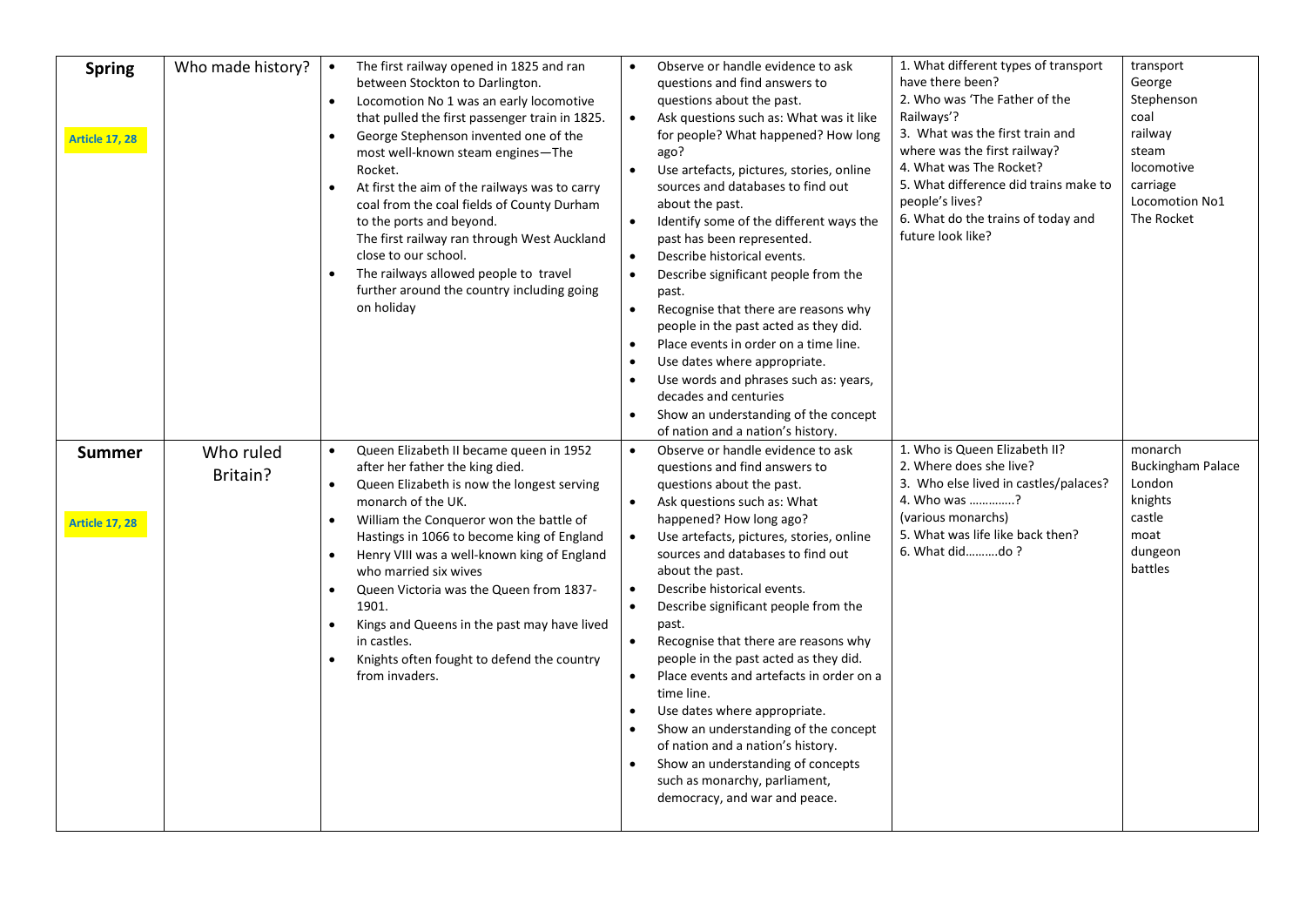| | | | | | |
|---|---|---|---|---|---|
| **Spring**<br><br>**Article 17, 28** | Who made history? | • The first railway opened in 1825 and ran between Stockton to Darlington.<br>• Locomotion No 1 was an early locomotive that pulled the first passenger train in 1825.<br>• George Stephenson invented one of the most well-known steam engines—The Rocket.<br>• At first the aim of the railways was to carry coal from the coal fields of County Durham to the ports and beyond. The first railway ran through West Auckland close to our school.<br>• The railways allowed people to travel further around the country including going on holiday | • Observe or handle evidence to ask questions and find answers to questions about the past.<br>• Ask questions such as: What was it like for people? What happened? How long ago?<br>• Use artefacts, pictures, stories, online sources and databases to find out about the past.<br>• Identify some of the different ways the past has been represented.<br>• Describe historical events.<br>• Describe significant people from the past.<br>• Recognise that there are reasons why people in the past acted as they did.<br>• Place events in order on a time line.<br>• Use dates where appropriate.<br>• Use words and phrases such as: years, decades and centuries<br>• Show an understanding of the concept of nation and a nation's history. | 1. What different types of transport have there been?<br>2. Who was 'The Father of the Railways'?<br>3. What was the first train and where was the first railway?<br>4. What was The Rocket?<br>5. What difference did trains make to people's lives?<br>6. What do the trains of today and future look like? | transport<br>George Stephenson<br>coal<br>railway<br>steam<br>locomotive<br>carriage<br>Locomotion No1<br>The Rocket |
| **Summer**<br><br>**Article 17, 28** | Who ruled Britain? | • Queen Elizabeth II became queen in 1952 after her father the king died.<br>• Queen Elizabeth is now the longest serving monarch of the UK.<br>• William the Conqueror won the battle of Hastings in 1066 to become king of England<br>• Henry VIII was a well-known king of England who married six wives<br>• Queen Victoria was the Queen from 1837-1901.<br>• Kings and Queens in the past may have lived in castles.<br>• Knights often fought to defend the country from invaders. | • Observe or handle evidence to ask questions and find answers to questions about the past.<br>• Ask questions such as: What happened? How long ago?<br>• Use artefacts, pictures, stories, online sources and databases to find out about the past.<br>• Describe historical events.<br>• Describe significant people from the past.<br>• Recognise that there are reasons why people in the past acted as they did.<br>• Place events and artefacts in order on a time line.<br>• Use dates where appropriate.<br>• Show an understanding of the concept of nation and a nation's history.<br>• Show an understanding of concepts such as monarchy, parliament, democracy, and war and peace. | 1. Who is Queen Elizabeth II?<br>2. Where does she live?<br>3. Who else lived in castles/palaces?<br>4. Who was …………..?<br>(various monarchs)<br>5. What was life like back then?<br>6. What did……….do ? | monarch<br>Buckingham Palace<br>London<br>knights<br>castle<br>moat<br>dungeon<br>battles |